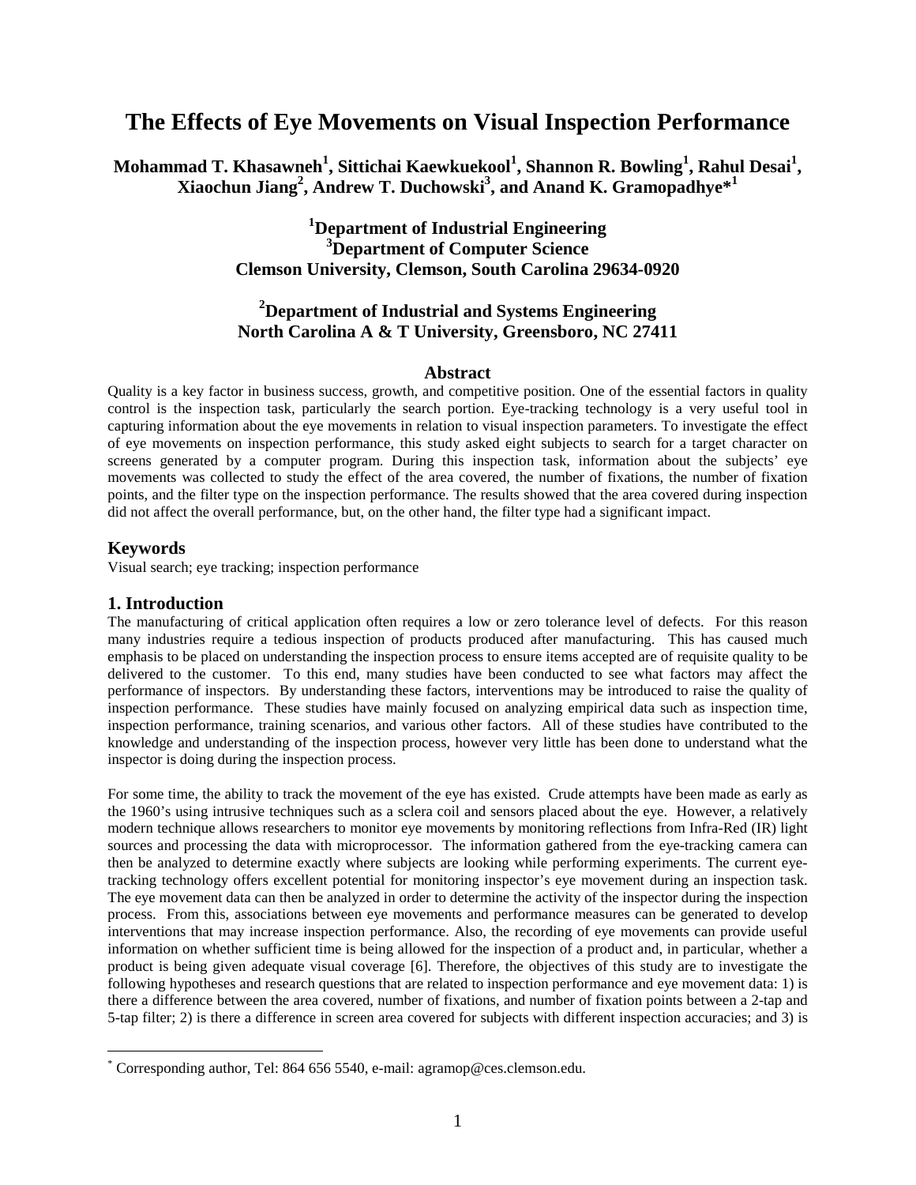# The Effects of Eye Movements on Visual Inspection Performance

**Mohammad T. Khasawneh[1], Sittichai Kaewkuekool[1], Shannon R. Bowling[1], Rahul Desai[1], Xiaochun Jiang[2], Andrew T. Duchowski[3], and Anand K. Gramopadhye*[1]**

**[1]Department of Industrial Engineering**
**[3]Department of Computer Science**
**Clemson University, Clemson, South Carolina 29634-0920**

**[2]Department of Industrial and Systems Engineering**
**North Carolina A & T University, Greensboro, NC 27411**

## Abstract

Quality is a key factor in business success, growth, and competitive position. One of the essential factors in quality control is the inspection task, particularly the search portion. Eye-tracking technology is a very useful tool in capturing information about the eye movements in relation to visual inspection parameters. To investigate the effect of eye movements on inspection performance, this study asked eight subjects to search for a target character on screens generated by a computer program. During this inspection task, information about the subjects' eye movements was collected to study the effect of the area covered, the number of fixations, the number of fixation points, and the filter type on the inspection performance. The results showed that the area covered during inspection did not affect the overall performance, but, on the other hand, the filter type had a significant impact.

## Keywords

Visual search; eye tracking; inspection performance

## 1. Introduction

The manufacturing of critical application often requires a low or zero tolerance level of defects. For this reason many industries require a tedious inspection of products produced after manufacturing. This has caused much emphasis to be placed on understanding the inspection process to ensure items accepted are of requisite quality to be delivered to the customer. To this end, many studies have been conducted to see what factors may affect the performance of inspectors. By understanding these factors, interventions may be introduced to raise the quality of inspection performance. These studies have mainly focused on analyzing empirical data such as inspection time, inspection performance, training scenarios, and various other factors. All of these studies have contributed to the knowledge and understanding of the inspection process, however very little has been done to understand what the inspector is doing during the inspection process.

For some time, the ability to track the movement of the eye has existed. Crude attempts have been made as early as the 1960's using intrusive techniques such as a sclera coil and sensors placed about the eye. However, a relatively modern technique allows researchers to monitor eye movements by monitoring reflections from Infra-Red (IR) light sources and processing the data with microprocessor. The information gathered from the eye-tracking camera can then be analyzed to determine exactly where subjects are looking while performing experiments. The current eye-tracking technology offers excellent potential for monitoring inspector's eye movement during an inspection task. The eye movement data can then be analyzed in order to determine the activity of the inspector during the inspection process. From this, associations between eye movements and performance measures can be generated to develop interventions that may increase inspection performance. Also, the recording of eye movements can provide useful information on whether sufficient time is being allowed for the inspection of a product and, in particular, whether a product is being given adequate visual coverage [6]. Therefore, the objectives of this study are to investigate the following hypotheses and research questions that are related to inspection performance and eye movement data: 1) is there a difference between the area covered, number of fixations, and number of fixation points between a 2-tap and 5-tap filter; 2) is there a difference in screen area covered for subjects with different inspection accuracies; and 3) is

* Corresponding author, Tel: 864 656 5540, e-mail: agramop@ces.clemson.edu.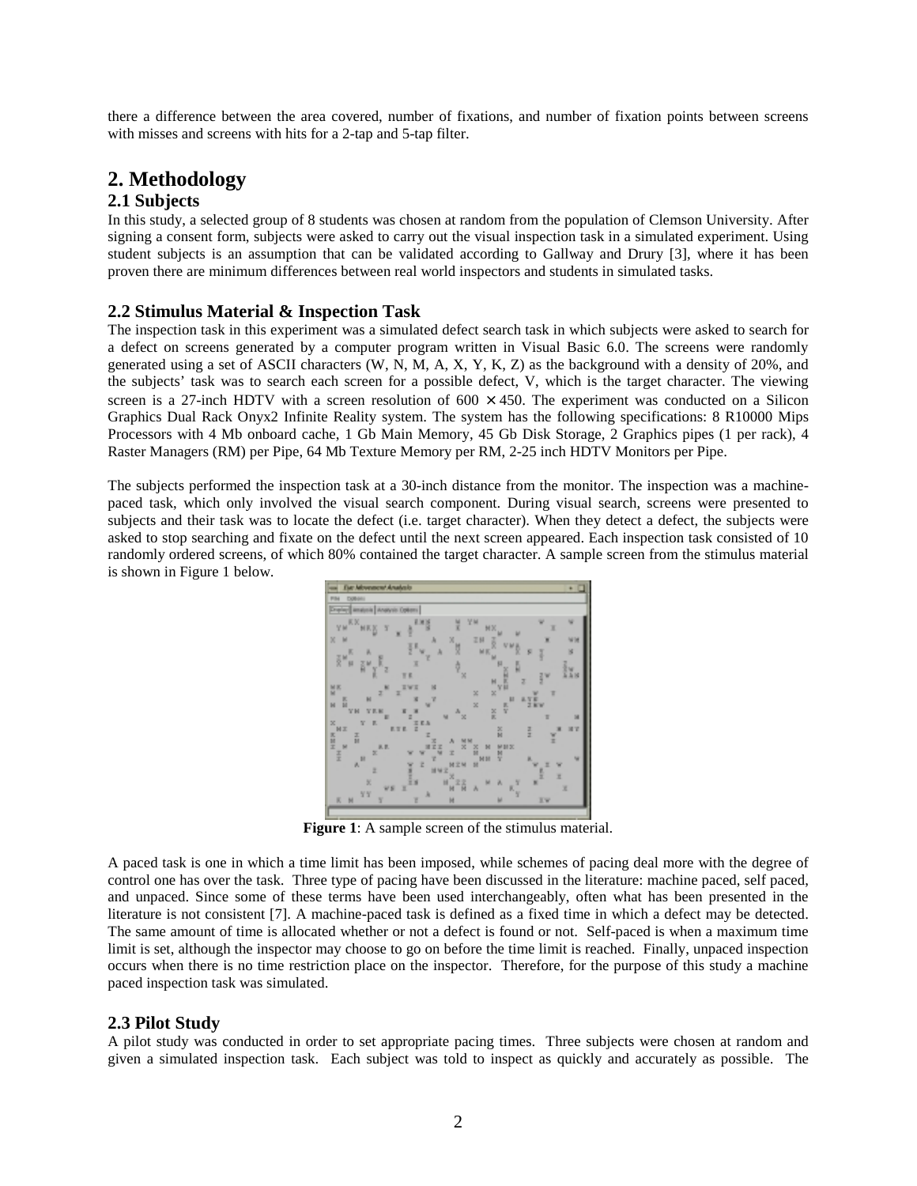there a difference between the area covered, number of fixations, and number of fixation points between screens with misses and screens with hits for a 2-tap and 5-tap filter.

# 2. Methodology

## 2.1 Subjects

In this study, a selected group of 8 students was chosen at random from the population of Clemson University. After signing a consent form, subjects were asked to carry out the visual inspection task in a simulated experiment. Using student subjects is an assumption that can be validated according to Gallway and Drury [3], where it has been proven there are minimum differences between real world inspectors and students in simulated tasks.

## 2.2 Stimulus Material & Inspection Task

The inspection task in this experiment was a simulated defect search task in which subjects were asked to search for a defect on screens generated by a computer program written in Visual Basic 6.0. The screens were randomly generated using a set of ASCII characters (W, N, M, A, X, Y, K, Z) as the background with a density of 20%, and the subjects' task was to search each screen for a possible defect, V, which is the target character. The viewing screen is a 27-inch HDTV with a screen resolution of $600 \times 450$. The experiment was conducted on a Silicon Graphics Dual Rack Onyx2 Infinite Reality system. The system has the following specifications: 8 R10000 Mips Processors with 4 Mb onboard cache, 1 Gb Main Memory, 45 Gb Disk Storage, 2 Graphics pipes (1 per rack), 4 Raster Managers (RM) per Pipe, 64 Mb Texture Memory per RM, 2-25 inch HDTV Monitors per Pipe.

The subjects performed the inspection task at a 30-inch distance from the monitor. The inspection was a machine-paced task, which only involved the visual search component. During visual search, screens were presented to subjects and their task was to locate the defect (i.e. target character). When they detect a defect, the subjects were asked to stop searching and fixate on the defect until the next screen appeared. Each inspection task consisted of 10 randomly ordered screens, of which 80% contained the target character. A sample screen from the stimulus material is shown in Figure 1 below.

**Figure 1**: A sample screen of the stimulus material.

A paced task is one in which a time limit has been imposed, while schemes of pacing deal more with the degree of control one has over the task. Three type of pacing have been discussed in the literature: machine paced, self paced, and unpaced. Since some of these terms have been used interchangeably, often what has been presented in the literature is not consistent [7]. A machine-paced task is defined as a fixed time in which a defect may be detected. The same amount of time is allocated whether or not a defect is found or not. Self-paced is when a maximum time limit is set, although the inspector may choose to go on before the time limit is reached. Finally, unpaced inspection occurs when there is no time restriction place on the inspector. Therefore, for the purpose of this study a machine paced inspection task was simulated.

## 2.3 Pilot Study

A pilot study was conducted in order to set appropriate pacing times. Three subjects were chosen at random and given a simulated inspection task. Each subject was told to inspect as quickly and accurately as possible. The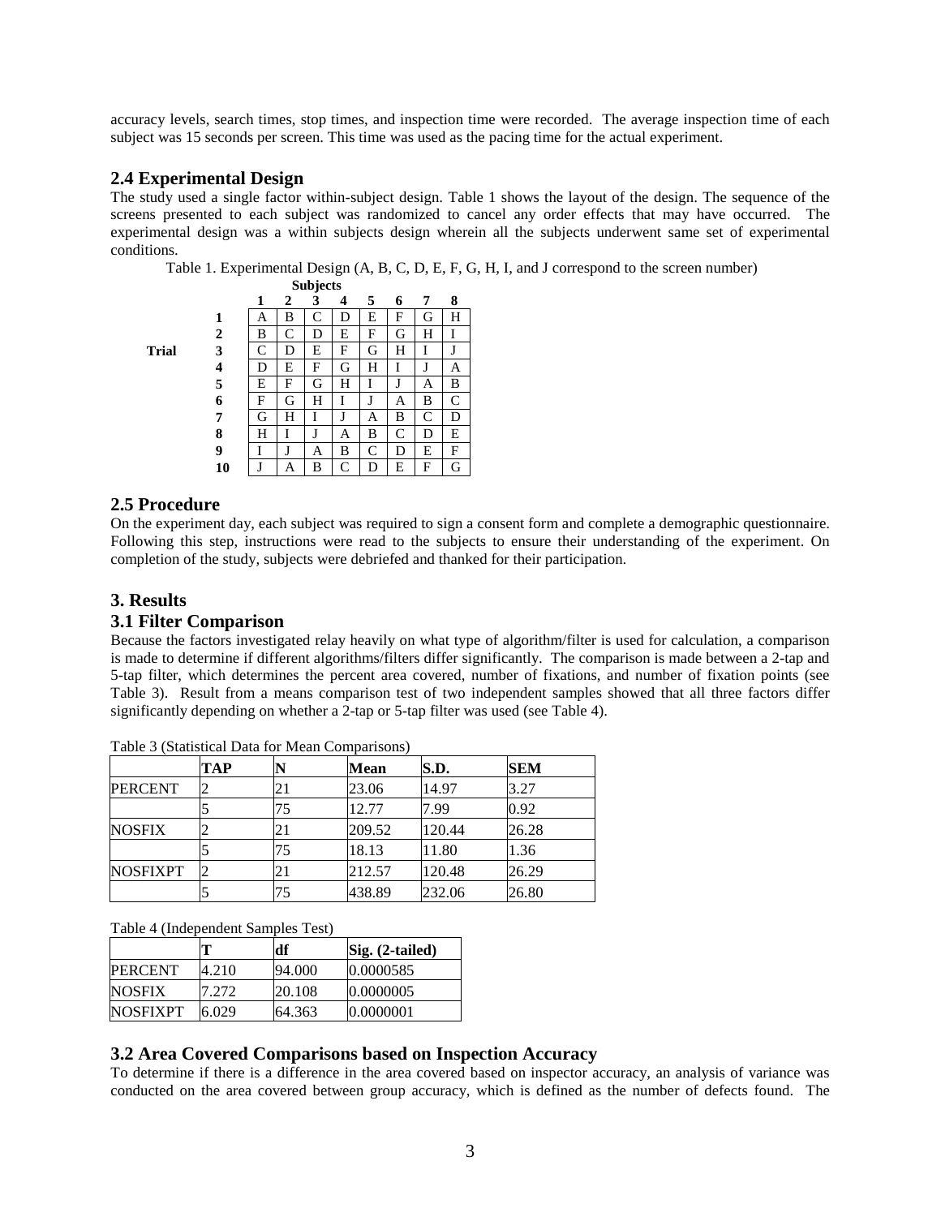accuracy levels, search times, stop times, and inspection time were recorded. The average inspection time of each subject was 15 seconds per screen. This time was used as the pacing time for the actual experiment.

## 2.4 Experimental Design

The study used a single factor within-subject design. Table 1 shows the layout of the design. The sequence of the screens presented to each subject was randomized to cancel any order effects that may have occurred. The experimental design was a within subjects design wherein all the subjects underwent same set of experimental conditions.

Table 1. Experimental Design (A, B, C, D, E, F, G, H, I, and J correspond to the screen number)

| | | Subjects | | | | | | | |
|---|---|---|---|---|---|---|---|---|---|
| | | **1** | **2** | **3** | **4** | **5** | **6** | **7** | **8** |
| **Trial** | **1** | A | B | C | D | E | F | G | H |
| | **2** | B | C | D | E | F | G | H | I |
| | **3** | C | D | E | F | G | H | I | J |
| | **4** | D | E | F | G | H | I | J | A |
| | **5** | E | F | G | H | I | J | A | B |
| | **6** | F | G | H | I | J | A | B | C |
| | **7** | G | H | I | J | A | B | C | D |
| | **8** | H | I | J | A | B | C | D | E |
| | **9** | I | J | A | B | C | D | E | F |
| | **10** | J | A | B | C | D | E | F | G |

## 2.5 Procedure

On the experiment day, each subject was required to sign a consent form and complete a demographic questionnaire. Following this step, instructions were read to the subjects to ensure their understanding of the experiment. On completion of the study, subjects were debriefed and thanked for their participation.

# 3. Results

## 3.1 Filter Comparison

Because the factors investigated relay heavily on what type of algorithm/filter is used for calculation, a comparison is made to determine if different algorithms/filters differ significantly. The comparison is made between a 2-tap and 5-tap filter, which determines the percent area covered, number of fixations, and number of fixation points (see Table 3). Result from a means comparison test of two independent samples showed that all three factors differ significantly depending on whether a 2-tap or 5-tap filter was used (see Table 4).

Table 3 (Statistical Data for Mean Comparisons)

| | TAP | N | Mean | S.D. | SEM |
|---|---|---|---|---|---|
| PERCENT | 2 | 21 | 23.06 | 14.97 | 3.27 |
| | 5 | 75 | 12.77 | 7.99 | 0.92 |
| NOSFIX | 2 | 21 | 209.52 | 120.44 | 26.28 |
| | 5 | 75 | 18.13 | 11.80 | 1.36 |
| NOSFIXPT | 2 | 21 | 212.57 | 120.48 | 26.29 |
| | 5 | 75 | 438.89 | 232.06 | 26.80 |

Table 4 (Independent Samples Test)

| | T | df | Sig. (2-tailed) |
|---|---|---|---|
| PERCENT | 4.210 | 94.000 | 0.0000585 |
| NOSFIX | 7.272 | 20.108 | 0.0000005 |
| NOSFIXPT | 6.029 | 64.363 | 0.0000001 |

## 3.2 Area Covered Comparisons based on Inspection Accuracy

To determine if there is a difference in the area covered based on inspector accuracy, an analysis of variance was conducted on the area covered between group accuracy, which is defined as the number of defects found. The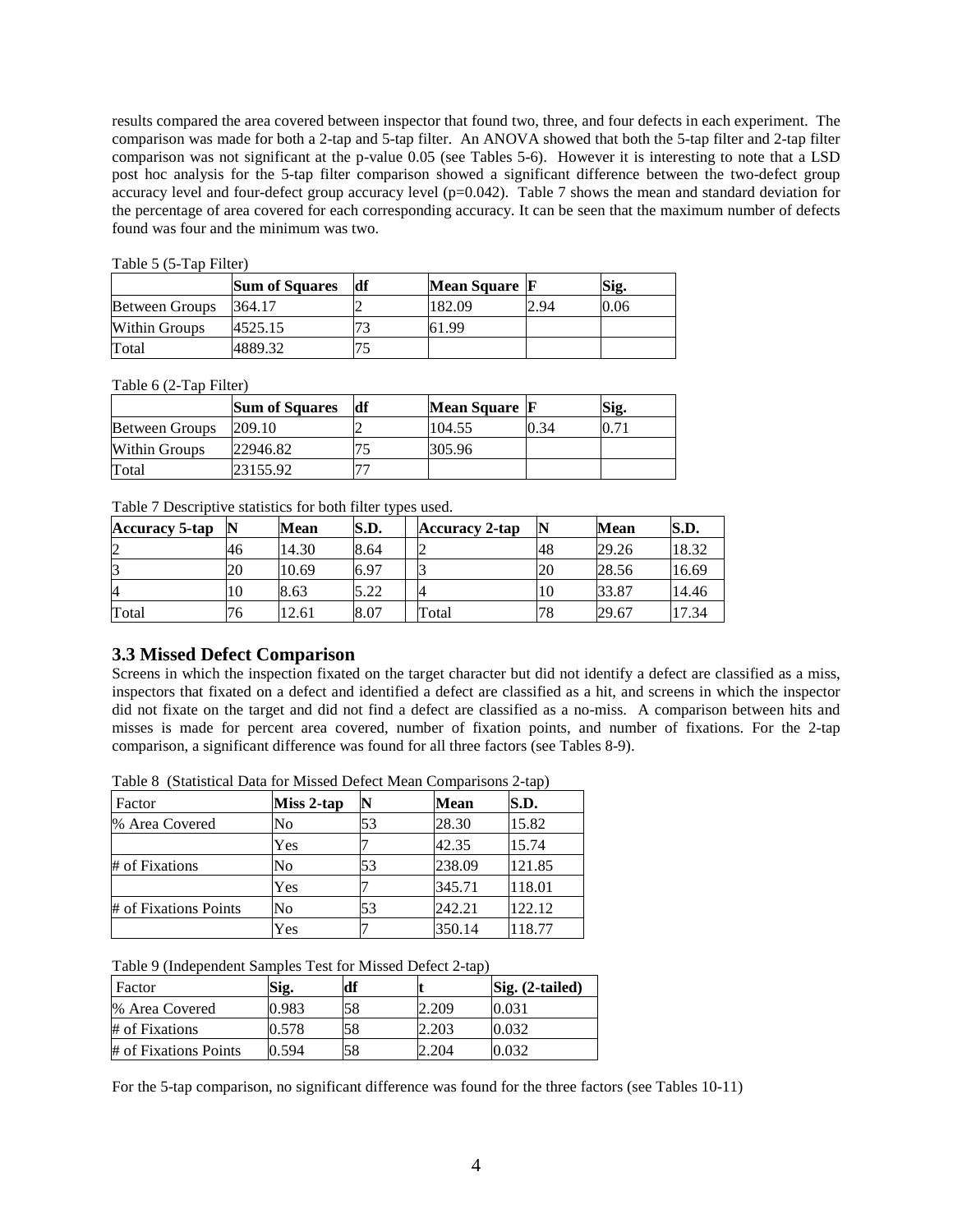results compared the area covered between inspector that found two, three, and four defects in each experiment. The comparison was made for both a 2-tap and 5-tap filter. An ANOVA showed that both the 5-tap filter and 2-tap filter comparison was not significant at the p-value 0.05 (see Tables 5-6). However it is interesting to note that a LSD post hoc analysis for the 5-tap filter comparison showed a significant difference between the two-defect group accuracy level and four-defect group accuracy level ($p=0.042$). Table 7 shows the mean and standard deviation for the percentage of area covered for each corresponding accuracy. It can be seen that the maximum number of defects found was four and the minimum was two.

Table 5 (5-Tap Filter)

| | **Sum of Squares** | **df** | **Mean Square** | **F** | **Sig.** |
|---|---|---|---|---|---|
| Between Groups | 364.17 | 2 | 182.09 | 2.94 | 0.06 |
| Within Groups | 4525.15 | 73 | 61.99 | | |
| Total | 4889.32 | 75 | | | |

Table 6 (2-Tap Filter)

| | **Sum of Squares** | **df** | **Mean Square** | **F** | **Sig.** |
|---|---|---|---|---|---|
| Between Groups | 209.10 | 2 | 104.55 | 0.34 | 0.71 |
| Within Groups | 22946.82 | 75 | 305.96 | | |
| Total | 23155.92 | 77 | | | |

Table 7 Descriptive statistics for both filter types used.

| **Accuracy 5-tap** | **N** | **Mean** | **S.D.** | | **Accuracy 2-tap** | **N** | **Mean** | **S.D.** |
|---|---|---|---|---|---|---|---|---|
| 2 | 46 | 14.30 | 8.64 | | 2 | 48 | 29.26 | 18.32 |
| 3 | 20 | 10.69 | 6.97 | | 3 | 20 | 28.56 | 16.69 |
| 4 | 10 | 8.63 | 5.22 | | 4 | 10 | 33.87 | 14.46 |
| Total | 76 | 12.61 | 8.07 | | Total | 78 | 29.67 | 17.34 |

## 3.3 Missed Defect Comparison

Screens in which the inspection fixated on the target character but did not identify a defect are classified as a miss, inspectors that fixated on a defect and identified a defect are classified as a hit, and screens in which the inspector did not fixate on the target and did not find a defect are classified as a no-miss. A comparison between hits and misses is made for percent area covered, number of fixation points, and number of fixations. For the 2-tap comparison, a significant difference was found for all three factors (see Tables 8-9).

Table 8 (Statistical Data for Missed Defect Mean Comparisons 2-tap)

| Factor | **Miss 2-tap** | **N** | **Mean** | **S.D.** |
|---|---|---|---|---|
| % Area Covered | No | 53 | 28.30 | 15.82 |
| | Yes | 7 | 42.35 | 15.74 |
| # of Fixations | No | 53 | 238.09 | 121.85 |
| | Yes | 7 | 345.71 | 118.01 |
| # of Fixations Points | No | 53 | 242.21 | 122.12 |
| | Yes | 7 | 350.14 | 118.77 |

Table 9 (Independent Samples Test for Missed Defect 2-tap)

| Factor | **Sig.** | **df** | **t** | **Sig. (2-tailed)** |
|---|---|---|---|---|
| % Area Covered | 0.983 | 58 | 2.209 | 0.031 |
| # of Fixations | 0.578 | 58 | 2.203 | 0.032 |
| # of Fixations Points | 0.594 | 58 | 2.204 | 0.032 |

For the 5-tap comparison, no significant difference was found for the three factors (see Tables 10-11)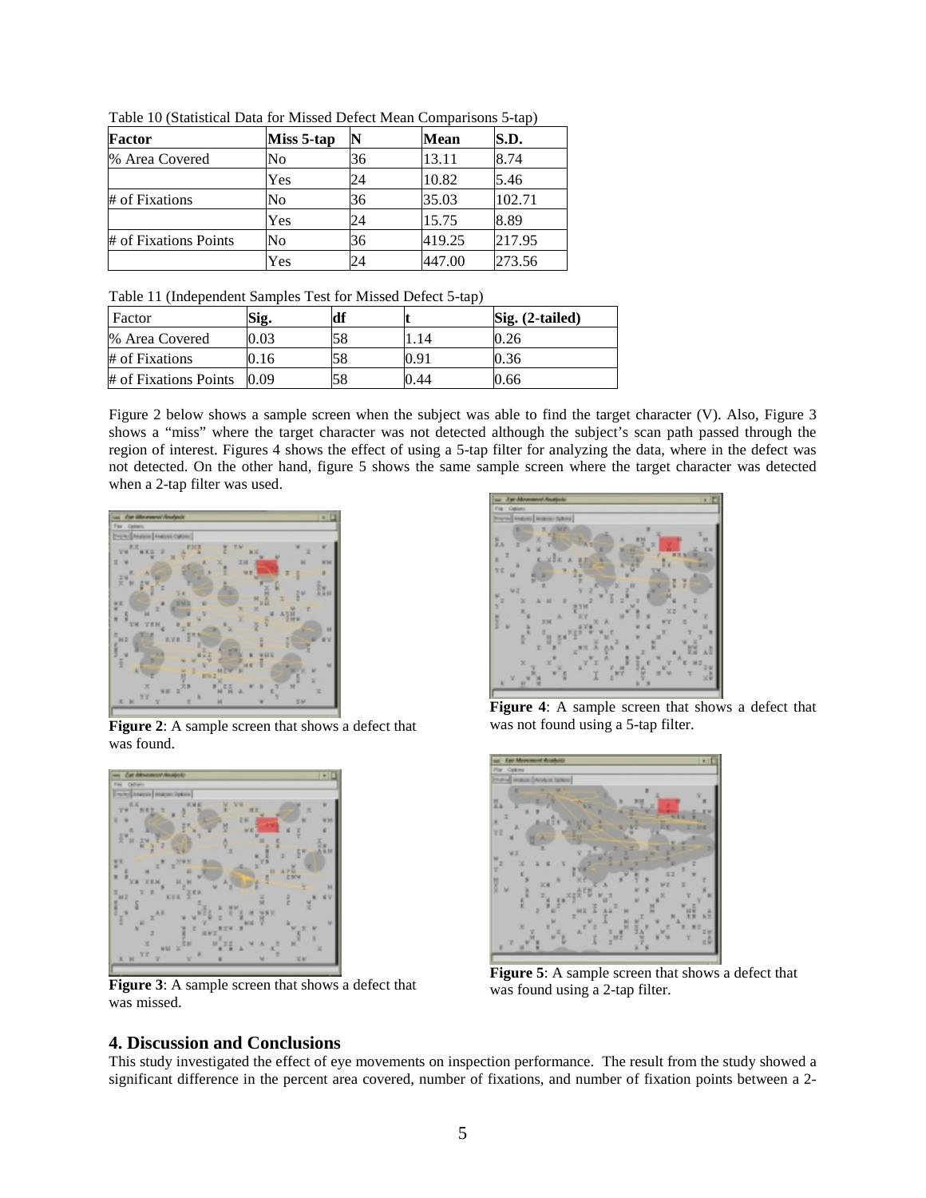Table 10 (Statistical Data for Missed Defect Mean Comparisons 5-tap)

| Factor | Miss 5-tap | N | Mean | S.D. |
|---|---|---|---|---|
| % Area Covered | No | 36 | 13.11 | 8.74 |
| | Yes | 24 | 10.82 | 5.46 |
| # of Fixations | No | 36 | 35.03 | 102.71 |
| | Yes | 24 | 15.75 | 8.89 |
| # of Fixations Points | No | 36 | 419.25 | 217.95 |
| | Yes | 24 | 447.00 | 273.56 |

Table 11 (Independent Samples Test for Missed Defect 5-tap)

| Factor | Sig. | df | t | Sig. (2-tailed) |
|---|---|---|---|---|
| % Area Covered | 0.03 | 58 | 1.14 | 0.26 |
| # of Fixations | 0.16 | 58 | 0.91 | 0.36 |
| # of Fixations Points | 0.09 | 58 | 0.44 | 0.66 |

Figure 2 below shows a sample screen when the subject was able to find the target character (V). Also, Figure 3 shows a "miss" where the target character was not detected although the subject's scan path passed through the region of interest. Figures 4 shows the effect of using a 5-tap filter for analyzing the data, where in the defect was not detected. On the other hand, figure 5 shows the same sample screen where the target character was detected when a 2-tap filter was used.

**Figure 2**: A sample screen that shows a defect that was found.

**Figure 3**: A sample screen that shows a defect that was missed.

**Figure 4**: A sample screen that shows a defect that was not found using a 5-tap filter.

**Figure 5**: A sample screen that shows a defect that was found using a 2-tap filter.

## 4. Discussion and Conclusions

This study investigated the effect of eye movements on inspection performance. The result from the study showed a significant difference in the percent area covered, number of fixations, and number of fixation points between a 2-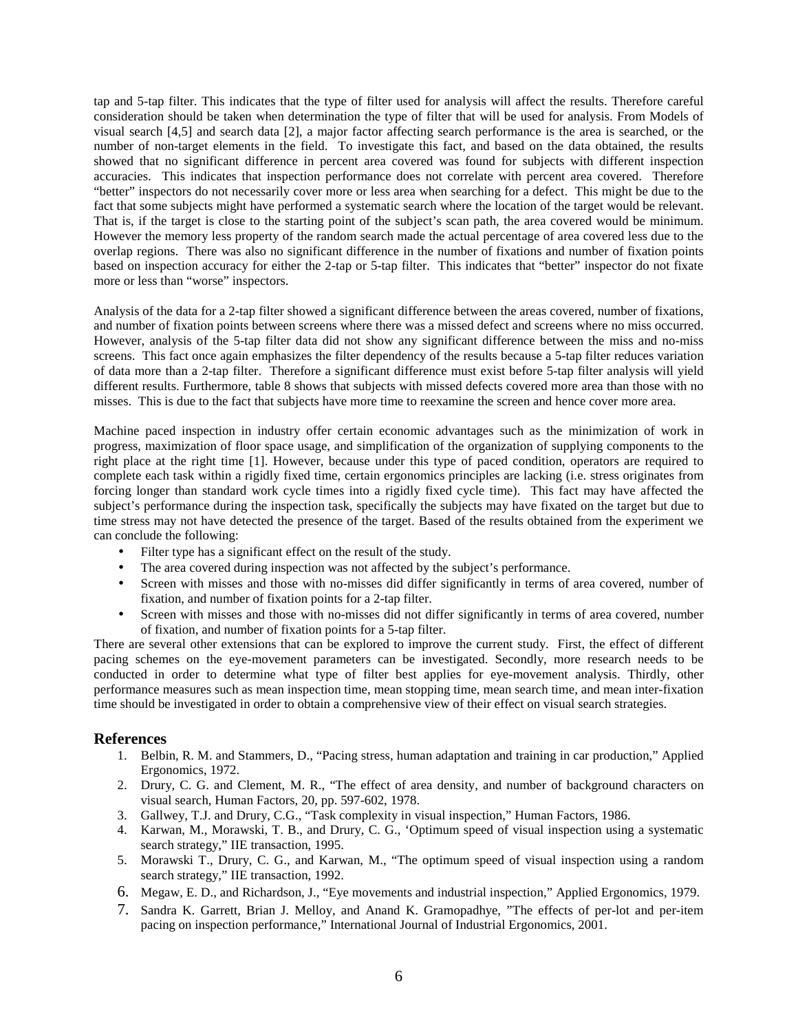tap and 5-tap filter. This indicates that the type of filter used for analysis will affect the results. Therefore careful consideration should be taken when determination the type of filter that will be used for analysis. From Models of visual search [4,5] and search data [2], a major factor affecting search performance is the area is searched, or the number of non-target elements in the field. To investigate this fact, and based on the data obtained, the results showed that no significant difference in percent area covered was found for subjects with different inspection accuracies. This indicates that inspection performance does not correlate with percent area covered. Therefore "better" inspectors do not necessarily cover more or less area when searching for a defect. This might be due to the fact that some subjects might have performed a systematic search where the location of the target would be relevant. That is, if the target is close to the starting point of the subject's scan path, the area covered would be minimum. However the memory less property of the random search made the actual percentage of area covered less due to the overlap regions. There was also no significant difference in the number of fixations and number of fixation points based on inspection accuracy for either the 2-tap or 5-tap filter. This indicates that "better" inspector do not fixate more or less than "worse" inspectors.

Analysis of the data for a 2-tap filter showed a significant difference between the areas covered, number of fixations, and number of fixation points between screens where there was a missed defect and screens where no miss occurred. However, analysis of the 5-tap filter data did not show any significant difference between the miss and no-miss screens. This fact once again emphasizes the filter dependency of the results because a 5-tap filter reduces variation of data more than a 2-tap filter. Therefore a significant difference must exist before 5-tap filter analysis will yield different results. Furthermore, table 8 shows that subjects with missed defects covered more area than those with no misses. This is due to the fact that subjects have more time to reexamine the screen and hence cover more area.

Machine paced inspection in industry offer certain economic advantages such as the minimization of work in progress, maximization of floor space usage, and simplification of the organization of supplying components to the right place at the right time [1]. However, because under this type of paced condition, operators are required to complete each task within a rigidly fixed time, certain ergonomics principles are lacking (i.e. stress originates from forcing longer than standard work cycle times into a rigidly fixed cycle time). This fact may have affected the subject's performance during the inspection task, specifically the subjects may have fixated on the target but due to time stress may not have detected the presence of the target. Based of the results obtained from the experiment we can conclude the following:

- Filter type has a significant effect on the result of the study.
- The area covered during inspection was not affected by the subject's performance.
- Screen with misses and those with no-misses did differ significantly in terms of area covered, number of fixation, and number of fixation points for a 2-tap filter.
- Screen with misses and those with no-misses did not differ significantly in terms of area covered, number of fixation, and number of fixation points for a 5-tap filter.

There are several other extensions that can be explored to improve the current study. First, the effect of different pacing schemes on the eye-movement parameters can be investigated. Secondly, more research needs to be conducted in order to determine what type of filter best applies for eye-movement analysis. Thirdly, other performance measures such as mean inspection time, mean stopping time, mean search time, and mean inter-fixation time should be investigated in order to obtain a comprehensive view of their effect on visual search strategies.

## References

1. Belbin, R. M. and Stammers, D., "Pacing stress, human adaptation and training in car production," Applied Ergonomics, 1972.
2. Drury, C. G. and Clement, M. R., "The effect of area density, and number of background characters on visual search, Human Factors, 20, pp. 597-602, 1978.
3. Gallwey, T.J. and Drury, C.G., "Task complexity in visual inspection," Human Factors, 1986.
4. Karwan, M., Morawski, T. B., and Drury, C. G., 'Optimum speed of visual inspection using a systematic search strategy," IIE transaction, 1995.
5. Morawski T., Drury, C. G., and Karwan, M., "The optimum speed of visual inspection using a random search strategy," IIE transaction, 1992.
6. Megaw, E. D., and Richardson, J., "Eye movements and industrial inspection," Applied Ergonomics, 1979.
7. Sandra K. Garrett, Brian J. Melloy, and Anand K. Gramopadhye, "The effects of per-lot and per-item pacing on inspection performance," International Journal of Industrial Ergonomics, 2001.